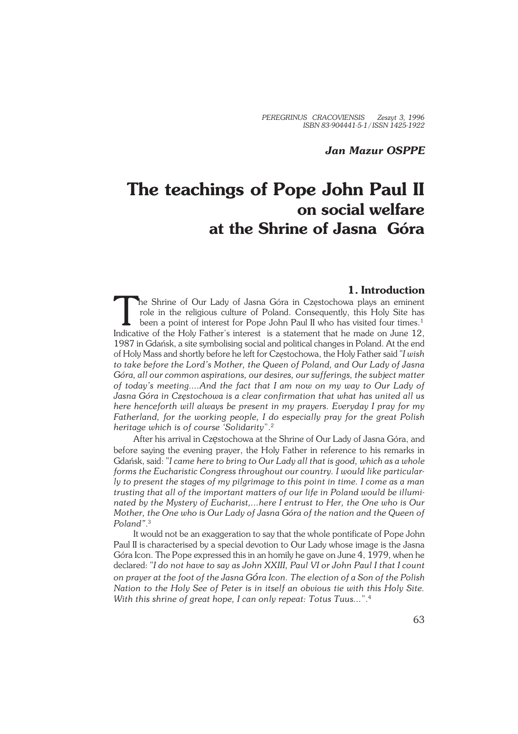PEREGRINUS CRACOVIENSIS Zeszyt 3, 1996
ISBN 83-904441-5-1 / ISSN 1425-1922

***Jan Mazur OSPPE***

# The teachings of Pope John Paul II on social welfare at the Shrine of Jasna Góra

## 1. Introduction

The Shrine of Our Lady of Jasna Góra in Częstochowa plays an eminent role in the religious culture of Poland. Consequently, this Holy Site has been a point of interest for Pope John Paul II who has visited four times.[1] Indicative of the Holy Father's interest is a statement that he made on June 12, 1987 in Gdańsk, a site symbolising social and political changes in Poland. At the end of Holy Mass and shortly before he left for Częstochowa, the Holy Father said "*I wish to take before the Lord's Mother, the Queen of Poland, and Our Lady of Jasna Góra, all our common aspirations, our desires, our sufferings, the subject matter of today's meeting....And the fact that I am now on my way to Our Lady of Jasna Góra in Częstochowa is a clear confirmation that what has united all us here henceforth will always be present in my prayers. Everyday I pray for my Fatherland, for the working people, I do especially pray for the great Polish heritage which is of course 'Solidarity'*".[2]

After his arrival in Częstochowa at the Shrine of Our Lady of Jasna Góra, and before saying the evening prayer, the Holy Father in reference to his remarks in Gdańsk, said: "*I came here to bring to Our Lady all that is good, which as a whole forms the Eucharistic Congress throughout our country. I would like particularly to present the stages of my pilgrimage to this point in time. I come as a man trusting that all of the important matters of our life in Poland would be illuminated by the Mystery of Eucharist,...here I entrust to Her, the One who is Our Mother, the One who is Our Lady of Jasna Góra of the nation and the Queen of Poland*".[3]

It would not be an exaggeration to say that the whole pontificate of Pope John Paul II is characterised by a special devotion to Our Lady whose image is the Jasna Góra Icon. The Pope expressed this in an homily he gave on June 4, 1979, when he declared: "*I do not have to say as John XXIII, Paul VI or John Paul I that I count on prayer at the foot of the Jasna Góra Icon. The election of a Son of the Polish Nation to the Holy See of Peter is in itself an obvious tie with this Holy Site. With this shrine of great hope, I can only repeat: Totus Tuus...*".[4]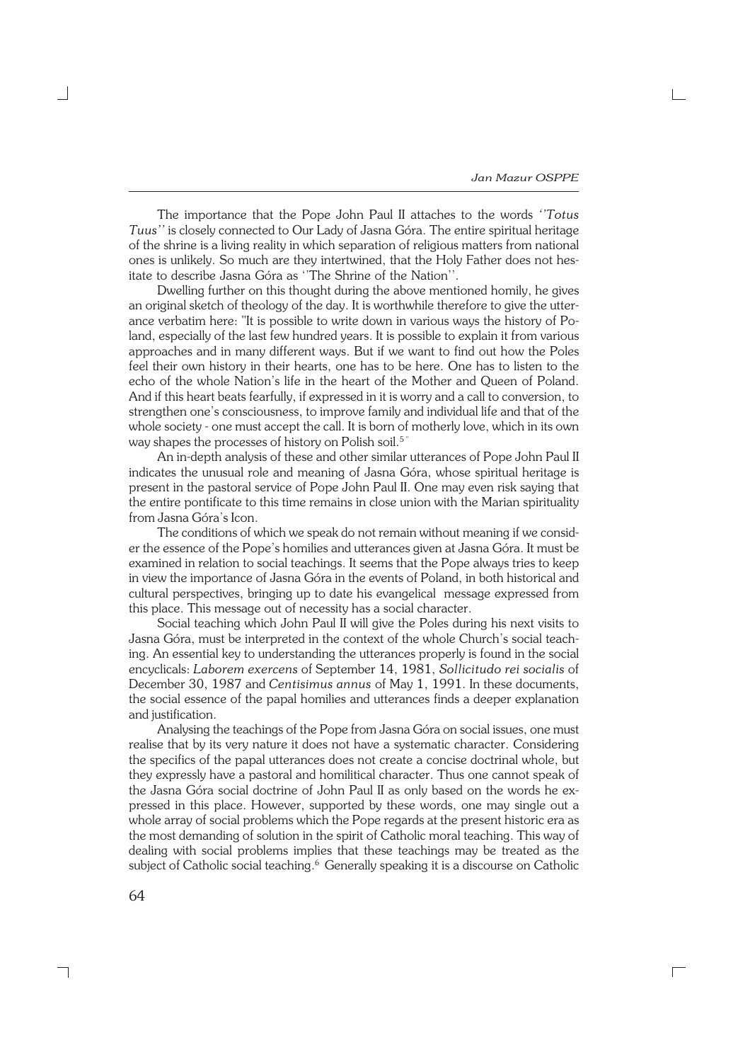The importance that the Pope John Paul II attaches to the words *''Totus Tuus''* is closely connected to Our Lady of Jasna Góra. The entire spiritual heritage of the shrine is a living reality in which separation of religious matters from national ones is unlikely. So much are they intertwined, that the Holy Father does not hesitate to describe Jasna Góra as ''The Shrine of the Nation''.

Dwelling further on this thought during the above mentioned homily, he gives an original sketch of theology of the day. It is worthwhile therefore to give the utterance verbatim here: "It is possible to write down in various ways the history of Poland, especially of the last few hundred years. It is possible to explain it from various approaches and in many different ways. But if we want to find out how the Poles feel their own history in their hearts, one has to be here. One has to listen to the echo of the whole Nation's life in the heart of the Mother and Queen of Poland. And if this heart beats fearfully, if expressed in it is worry and a call to conversion, to strengthen one's consciousness, to improve family and individual life and that of the whole society - one must accept the call. It is born of motherly love, which in its own way shapes the processes of history on Polish soil.[5]"

An in-depth analysis of these and other similar utterances of Pope John Paul II indicates the unusual role and meaning of Jasna Góra, whose spiritual heritage is present in the pastoral service of Pope John Paul II. One may even risk saying that the entire pontificate to this time remains in close union with the Marian spirituality from Jasna Góra's Icon.

The conditions of which we speak do not remain without meaning if we consider the essence of the Pope's homilies and utterances given at Jasna Góra. It must be examined in relation to social teachings. It seems that the Pope always tries to keep in view the importance of Jasna Góra in the events of Poland, in both historical and cultural perspectives, bringing up to date his evangelical message expressed from this place. This message out of necessity has a social character.

Social teaching which John Paul II will give the Poles during his next visits to Jasna Góra, must be interpreted in the context of the whole Church's social teaching. An essential key to understanding the utterances properly is found in the social encyclicals: *Laborem exercens* of September 14, 1981, *Sollicitudo rei socialis* of December 30, 1987 and *Centisimus annus* of May 1, 1991. In these documents, the social essence of the papal homilies and utterances finds a deeper explanation and justification.

Analysing the teachings of the Pope from Jasna Góra on social issues, one must realise that by its very nature it does not have a systematic character. Considering the specifics of the papal utterances does not create a concise doctrinal whole, but they expressly have a pastoral and homilitical character. Thus one cannot speak of the Jasna Góra social doctrine of John Paul II as only based on the words he expressed in this place. However, supported by these words, one may single out a whole array of social problems which the Pope regards at the present historic era as the most demanding of solution in the spirit of Catholic moral teaching. This way of dealing with social problems implies that these teachings may be treated as the subject of Catholic social teaching.[6] Generally speaking it is a discourse on Catholic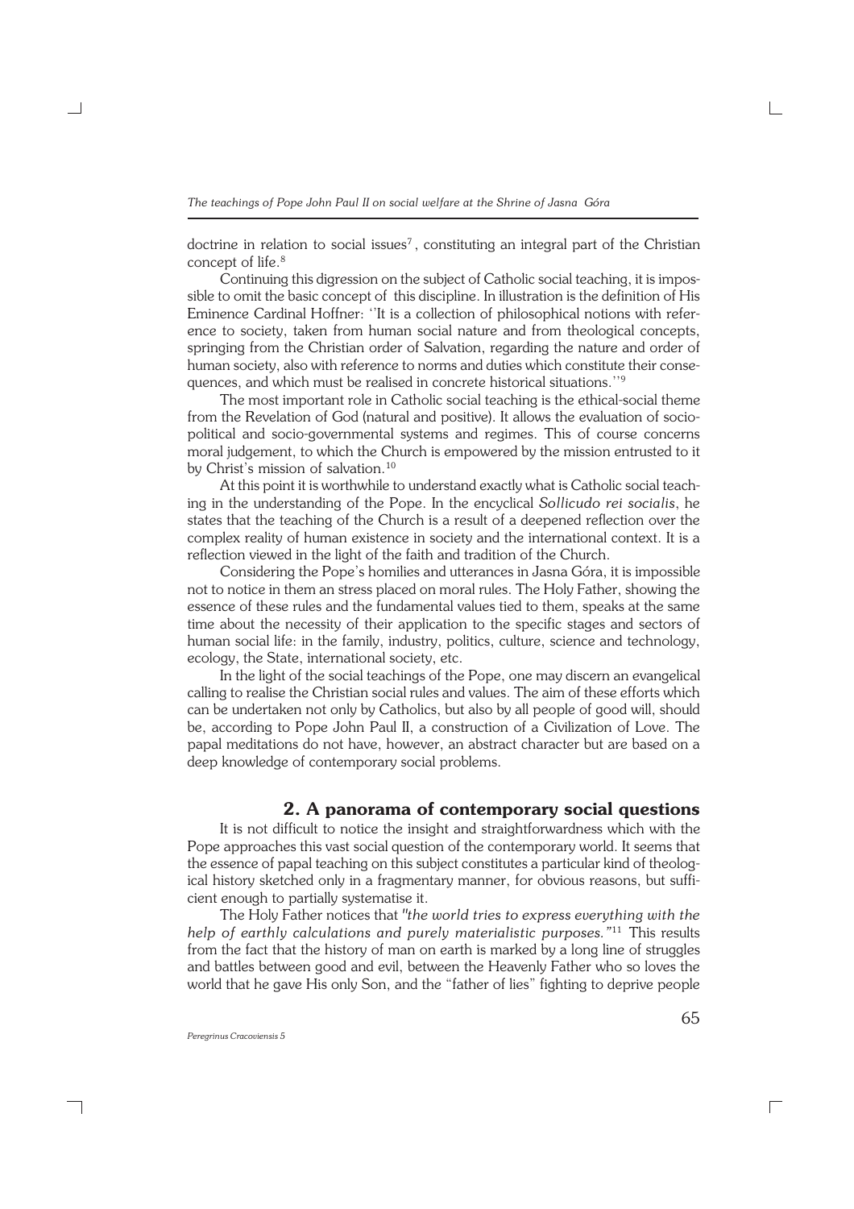doctrine in relation to social issues[7], constituting an integral part of the Christian concept of life.[8]

Continuing this digression on the subject of Catholic social teaching, it is impossible to omit the basic concept of this discipline. In illustration is the definition of His Eminence Cardinal Hoffner: ''It is a collection of philosophical notions with reference to society, taken from human social nature and from theological concepts, springing from the Christian order of Salvation, regarding the nature and order of human society, also with reference to norms and duties which constitute their consequences, and which must be realised in concrete historical situations.''[9]

The most important role in Catholic social teaching is the ethical-social theme from the Revelation of God (natural and positive). It allows the evaluation of socio-political and socio-governmental systems and regimes. This of course concerns moral judgement, to which the Church is empowered by the mission entrusted to it by Christ's mission of salvation.[10]

At this point it is worthwhile to understand exactly what is Catholic social teaching in the understanding of the Pope. In the encyclical *Sollicudo rei socialis*, he states that the teaching of the Church is a result of a deepened reflection over the complex reality of human existence in society and the international context. It is a reflection viewed in the light of the faith and tradition of the Church.

Considering the Pope's homilies and utterances in Jasna Góra, it is impossible not to notice in them an stress placed on moral rules. The Holy Father, showing the essence of these rules and the fundamental values tied to them, speaks at the same time about the necessity of their application to the specific stages and sectors of human social life: in the family, industry, politics, culture, science and technology, ecology, the State, international society, etc.

In the light of the social teachings of the Pope, one may discern an evangelical calling to realise the Christian social rules and values. The aim of these efforts which can be undertaken not only by Catholics, but also by all people of good will, should be, according to Pope John Paul II, a construction of a Civilization of Love. The papal meditations do not have, however, an abstract character but are based on a deep knowledge of contemporary social problems.

## 2. A panorama of contemporary social questions

It is not difficult to notice the insight and straightforwardness which with the Pope approaches this vast social question of the contemporary world. It seems that the essence of papal teaching on this subject constitutes a particular kind of theological history sketched only in a fragmentary manner, for obvious reasons, but sufficient enough to partially systematise it.

The Holy Father notices that *"the world tries to express everything with the help of earthly calculations and purely materialistic purposes."*[11] This results from the fact that the history of man on earth is marked by a long line of struggles and battles between good and evil, between the Heavenly Father who so loves the world that he gave His only Son, and the "father of lies" fighting to deprive people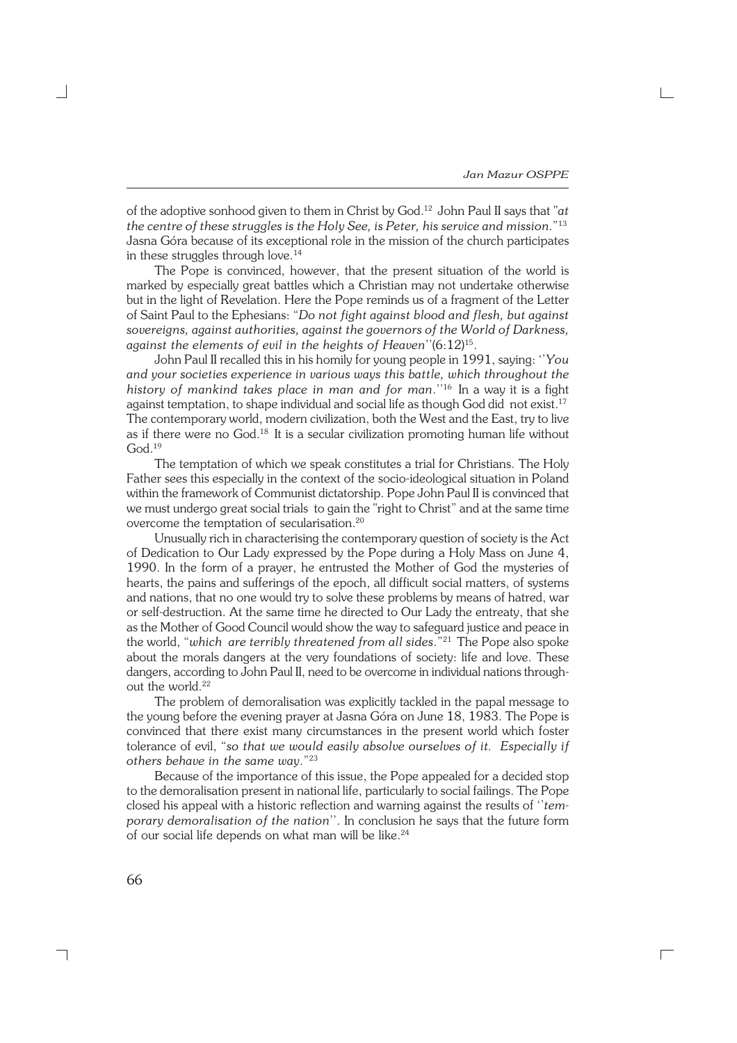of the adoptive sonhood given to them in Christ by God.[12] John Paul II says that "*at the centre of these struggles is the Holy See, is Peter, his service and mission*."[13] Jasna Góra because of its exceptional role in the mission of the church participates in these struggles through love.[14]

The Pope is convinced, however, that the present situation of the world is marked by especially great battles which a Christian may not undertake otherwise but in the light of Revelation. Here the Pope reminds us of a fragment of the Letter of Saint Paul to the Ephesians: "*Do not fight against blood and flesh, but against sovereigns, against authorities, against the governors of the World of Darkness, against the elements of evil in the heights of Heaven*''(6:12)[15].

John Paul II recalled this in his homily for young people in 1991, saying: ''*You and your societies experience in various ways this battle, which throughout the history of mankind takes place in man and for man*.''[16] In a way it is a fight against temptation, to shape individual and social life as though God did not exist.[17] The contemporary world, modern civilization, both the West and the East, try to live as if there were no God.[18] It is a secular civilization promoting human life without God.[19]

The temptation of which we speak constitutes a trial for Christians. The Holy Father sees this especially in the context of the socio-ideological situation in Poland within the framework of Communist dictatorship. Pope John Paul II is convinced that we must undergo great social trials to gain the "right to Christ" and at the same time overcome the temptation of secularisation.[20]

Unusually rich in characterising the contemporary question of society is the Act of Dedication to Our Lady expressed by the Pope during a Holy Mass on June 4, 1990. In the form of a prayer, he entrusted the Mother of God the mysteries of hearts, the pains and sufferings of the epoch, all difficult social matters, of systems and nations, that no one would try to solve these problems by means of hatred, war or self-destruction. At the same time he directed to Our Lady the entreaty, that she as the Mother of Good Council would show the way to safeguard justice and peace in the world, "*which are terribly threatened from all sides*."[21] The Pope also spoke about the morals dangers at the very foundations of society: life and love. These dangers, according to John Paul II, need to be overcome in individual nations throughout the world.[22]

The problem of demoralisation was explicitly tackled in the papal message to the young before the evening prayer at Jasna Góra on June 18, 1983. The Pope is convinced that there exist many circumstances in the present world which foster tolerance of evil, "*so that we would easily absolve ourselves of it. Especially if others behave in the same way*."[23]

Because of the importance of this issue, the Pope appealed for a decided stop to the demoralisation present in national life, particularly to social failings. The Pope closed his appeal with a historic reflection and warning against the results of ''*temporary demoralisation of the nation*''. In conclusion he says that the future form of our social life depends on what man will be like.[24]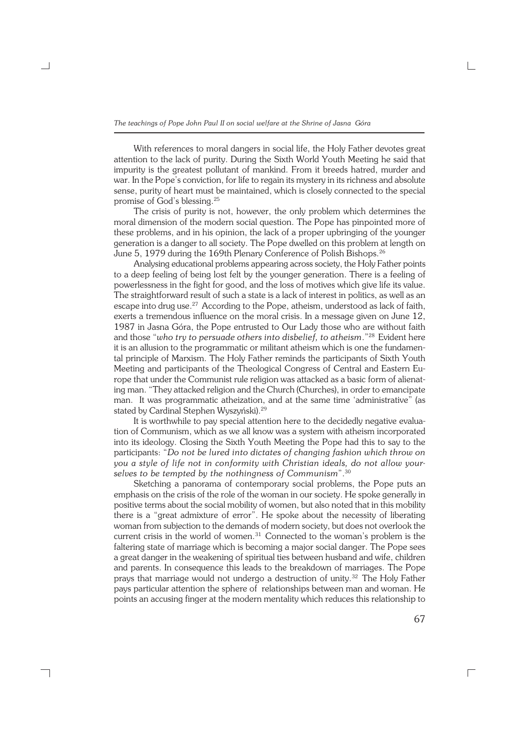With references to moral dangers in social life, the Holy Father devotes great attention to the lack of purity. During the Sixth World Youth Meeting he said that impurity is the greatest pollutant of mankind. From it breeds hatred, murder and war. In the Pope's conviction, for life to regain its mystery in its richness and absolute sense, purity of heart must be maintained, which is closely connected to the special promise of God's blessing.[25]

The crisis of purity is not, however, the only problem which determines the moral dimension of the modern social question. The Pope has pinpointed more of these problems, and in his opinion, the lack of a proper upbringing of the younger generation is a danger to all society. The Pope dwelled on this problem at length on June 5, 1979 during the 169th Plenary Conference of Polish Bishops.[26]

Analysing educational problems appearing across society, the Holy Father points to a deep feeling of being lost felt by the younger generation. There is a feeling of powerlessness in the fight for good, and the loss of motives which give life its value. The straightforward result of such a state is a lack of interest in politics, as well as an escape into drug use.[27] According to the Pope, atheism, understood as lack of faith, exerts a tremendous influence on the moral crisis. In a message given on June 12, 1987 in Jasna Góra, the Pope entrusted to Our Lady those who are without faith and those "*who try to persuade others into disbelief, to atheism*."[28] Evident here it is an allusion to the programmatic or militant atheism which is one the fundamental principle of Marxism. The Holy Father reminds the participants of Sixth Youth Meeting and participants of the Theological Congress of Central and Eastern Europe that under the Communist rule religion was attacked as a basic form of alienating man. "They attacked religion and the Church (Churches), in order to emancipate man. It was programmatic atheization, and at the same time 'administrative" (as stated by Cardinal Stephen Wyszyński).[29]

It is worthwhile to pay special attention here to the decidedly negative evaluation of Communism, which as we all know was a system with atheism incorporated into its ideology. Closing the Sixth Youth Meeting the Pope had this to say to the participants: "*Do not be lured into dictates of changing fashion which throw on you a style of life not in conformity with Christian ideals, do not allow yourselves to be tempted by the nothingness of Communism*".[30]

Sketching a panorama of contemporary social problems, the Pope puts an emphasis on the crisis of the role of the woman in our society. He spoke generally in positive terms about the social mobility of women, but also noted that in this mobility there is a "great admixture of error". He spoke about the necessity of liberating woman from subjection to the demands of modern society, but does not overlook the current crisis in the world of women.[31] Connected to the woman's problem is the faltering state of marriage which is becoming a major social danger. The Pope sees a great danger in the weakening of spiritual ties between husband and wife, children and parents. In consequence this leads to the breakdown of marriages. The Pope prays that marriage would not undergo a destruction of unity.[32] The Holy Father pays particular attention the sphere of relationships between man and woman. He points an accusing finger at the modern mentality which reduces this relationship to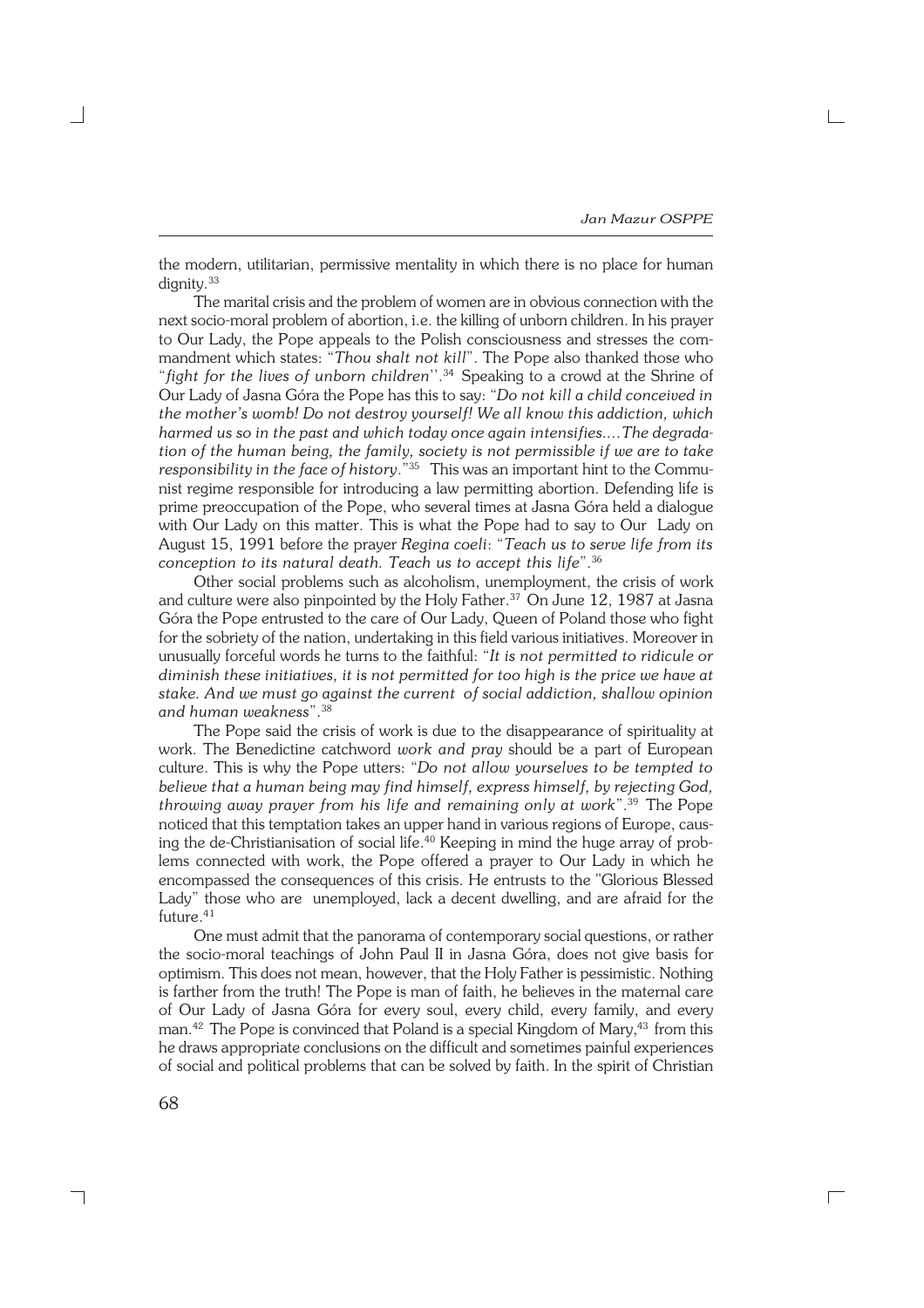the modern, utilitarian, permissive mentality in which there is no place for human dignity.[33]

The marital crisis and the problem of women are in obvious connection with the next socio-moral problem of abortion, i.e. the killing of unborn children. In his prayer to Our Lady, the Pope appeals to the Polish consciousness and stresses the commandment which states: "*Thou shalt not kill*". The Pope also thanked those who "*fight for the lives of unborn children*''.[34] Speaking to a crowd at the Shrine of Our Lady of Jasna Góra the Pope has this to say: "*Do not kill a child conceived in the mother's womb! Do not destroy yourself! We all know this addiction, which harmed us so in the past and which today once again intensifies.... The degradation of the human being, the family, society is not permissible if we are to take responsibility in the face of history*."[35] This was an important hint to the Communist regime responsible for introducing a law permitting abortion. Defending life is prime preoccupation of the Pope, who several times at Jasna Góra held a dialogue with Our Lady on this matter. This is what the Pope had to say to Our Lady on August 15, 1991 before the prayer *Regina coeli*: "*Teach us to serve life from its conception to its natural death. Teach us to accept this life*".[36]

Other social problems such as alcoholism, unemployment, the crisis of work and culture were also pinpointed by the Holy Father.[37] On June 12, 1987 at Jasna Góra the Pope entrusted to the care of Our Lady, Queen of Poland those who fight for the sobriety of the nation, undertaking in this field various initiatives. Moreover in unusually forceful words he turns to the faithful: "*It is not permitted to ridicule or diminish these initiatives, it is not permitted for too high is the price we have at stake. And we must go against the current of social addiction, shallow opinion and human weakness*".[38]

The Pope said the crisis of work is due to the disappearance of spirituality at work. The Benedictine catchword *work and pray* should be a part of European culture. This is why the Pope utters: "*Do not allow yourselves to be tempted to believe that a human being may find himself, express himself, by rejecting God, throwing away prayer from his life and remaining only at work*".[39] The Pope noticed that this temptation takes an upper hand in various regions of Europe, causing the de-Christianisation of social life.[40] Keeping in mind the huge array of problems connected with work, the Pope offered a prayer to Our Lady in which he encompassed the consequences of this crisis. He entrusts to the "Glorious Blessed Lady" those who are unemployed, lack a decent dwelling, and are afraid for the future.[41]

One must admit that the panorama of contemporary social questions, or rather the socio-moral teachings of John Paul II in Jasna Góra, does not give basis for optimism. This does not mean, however, that the Holy Father is pessimistic. Nothing is farther from the truth! The Pope is man of faith, he believes in the maternal care of Our Lady of Jasna Góra for every soul, every child, every family, and every man.[42] The Pope is convinced that Poland is a special Kingdom of Mary,[43] from this he draws appropriate conclusions on the difficult and sometimes painful experiences of social and political problems that can be solved by faith. In the spirit of Christian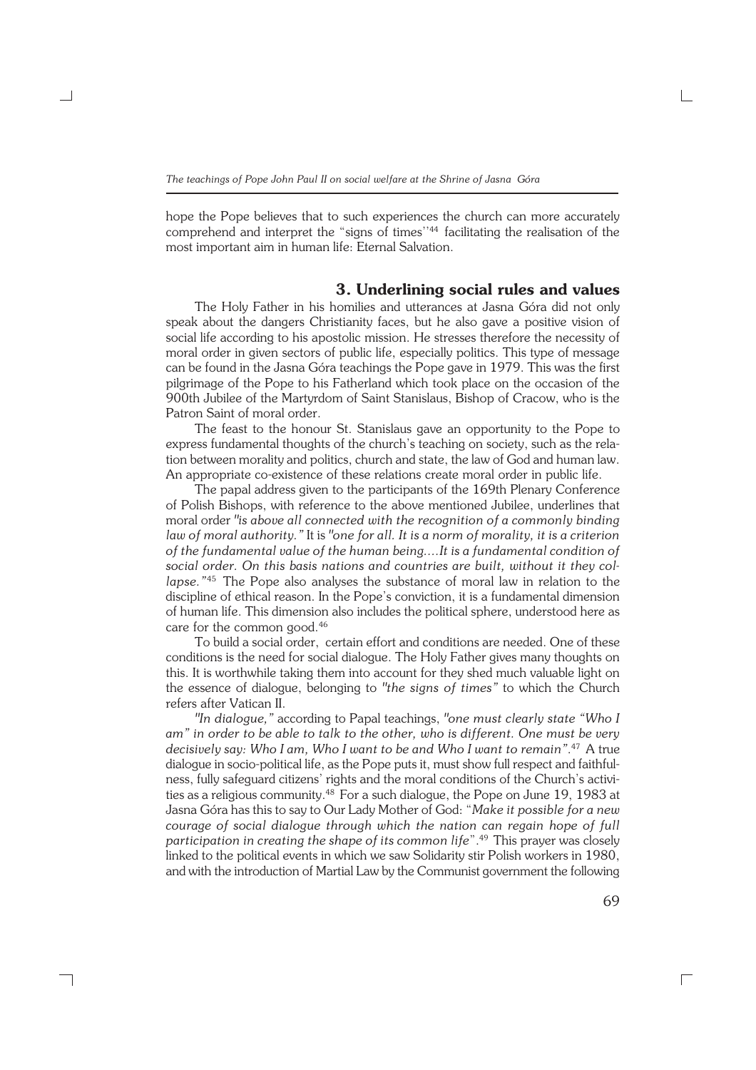hope the Pope believes that to such experiences the church can more accurately comprehend and interpret the "signs of times''[44] facilitating the realisation of the most important aim in human life: Eternal Salvation.

## 3. Underlining social rules and values

The Holy Father in his homilies and utterances at Jasna Góra did not only speak about the dangers Christianity faces, but he also gave a positive vision of social life according to his apostolic mission. He stresses therefore the necessity of moral order in given sectors of public life, especially politics. This type of message can be found in the Jasna Góra teachings the Pope gave in 1979. This was the first pilgrimage of the Pope to his Fatherland which took place on the occasion of the 900th Jubilee of the Martyrdom of Saint Stanislaus, Bishop of Cracow, who is the Patron Saint of moral order.

The feast to the honour St. Stanislaus gave an opportunity to the Pope to express fundamental thoughts of the church's teaching on society, such as the relation between morality and politics, church and state, the law of God and human law. An appropriate co-existence of these relations create moral order in public life.

The papal address given to the participants of the 169th Plenary Conference of Polish Bishops, with reference to the above mentioned Jubilee, underlines that moral order *"is above all connected with the recognition of a commonly binding law of moral authority."* It is *"one for all. It is a norm of morality, it is a criterion of the fundamental value of the human being....It is a fundamental condition of social order. On this basis nations and countries are built, without it they collapse."*[45] The Pope also analyses the substance of moral law in relation to the discipline of ethical reason. In the Pope's conviction, it is a fundamental dimension of human life. This dimension also includes the political sphere, understood here as care for the common good.[46]

To build a social order, certain effort and conditions are needed. One of these conditions is the need for social dialogue. The Holy Father gives many thoughts on this. It is worthwhile taking them into account for they shed much valuable light on the essence of dialogue, belonging to *"the signs of times"* to which the Church refers after Vatican II.

*"In dialogue,"* according to Papal teachings, *"one must clearly state "Who I am" in order to be able to talk to the other, who is different. One must be very decisively say: Who I am, Who I want to be and Who I want to remain"*.[47] A true dialogue in socio-political life, as the Pope puts it, must show full respect and faithfulness, fully safeguard citizens' rights and the moral conditions of the Church's activities as a religious community.[48] For a such dialogue, the Pope on June 19, 1983 at Jasna Góra has this to say to Our Lady Mother of God: "*Make it possible for a new courage of social dialogue through which the nation can regain hope of full participation in creating the shape of its common life*".[49] This prayer was closely linked to the political events in which we saw Solidarity stir Polish workers in 1980, and with the introduction of Martial Law by the Communist government the following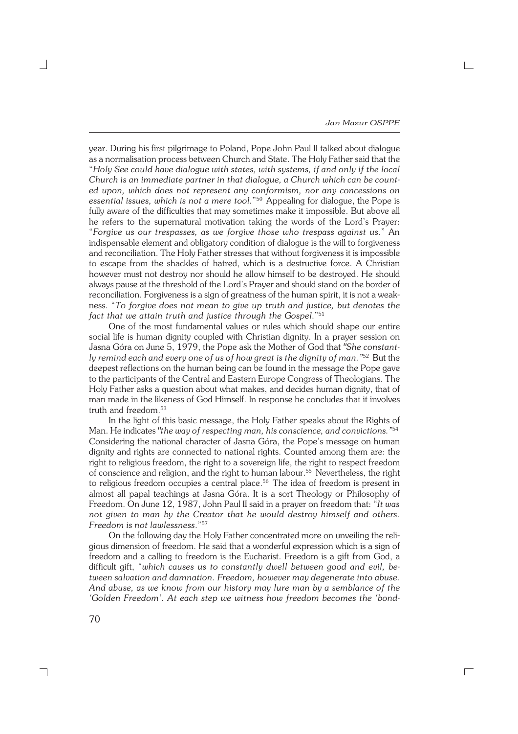year. During his first pilgrimage to Poland, Pope John Paul II talked about dialogue as a normalisation process between Church and State. The Holy Father said that the "*Holy See could have dialogue with states, with systems, if and only if the local Church is an immediate partner in that dialogue, a Church which can be counted upon, which does not represent any conformism, nor any concessions on essential issues, which is not a mere tool.*"[50] Appealing for dialogue, the Pope is fully aware of the difficulties that may sometimes make it impossible. But above all he refers to the supernatural motivation taking the words of the Lord's Prayer: "*Forgive us our trespasses, as we forgive those who trespass against us.*" An indispensable element and obligatory condition of dialogue is the will to forgiveness and reconciliation. The Holy Father stresses that without forgiveness it is impossible to escape from the shackles of hatred, which is a destructive force. A Christian however must not destroy nor should he allow himself to be destroyed. He should always pause at the threshold of the Lord's Prayer and should stand on the border of reconciliation. Forgiveness is a sign of greatness of the human spirit, it is not a weakness. "*To forgive does not mean to give up truth and justice, but denotes the fact that we attain truth and justice through the Gospel.*"[51]

One of the most fundamental values or rules which should shape our entire social life is human dignity coupled with Christian dignity. In a prayer session on Jasna Góra on June 5, 1979, the Pope ask the Mother of God that *"She constantly remind each and every one of us of how great is the dignity of man."*[52] But the deepest reflections on the human being can be found in the message the Pope gave to the participants of the Central and Eastern Europe Congress of Theologians. The Holy Father asks a question about what makes, and decides human dignity, that of man made in the likeness of God Himself. In response he concludes that it involves truth and freedom.[53]

In the light of this basic message, the Holy Father speaks about the Rights of Man. He indicates *"the way of respecting man, his conscience, and convictions."*[54] Considering the national character of Jasna Góra, the Pope's message on human dignity and rights are connected to national rights. Counted among them are: the right to religious freedom, the right to a sovereign life, the right to respect freedom of conscience and religion, and the right to human labour.[55] Nevertheless, the right to religious freedom occupies a central place.[56] The idea of freedom is present in almost all papal teachings at Jasna Góra. It is a sort Theology or Philosophy of Freedom. On June 12, 1987, John Paul II said in a prayer on freedom that: "*It was not given to man by the Creator that he would destroy himself and others. Freedom is not lawlessness.*"[57]

On the following day the Holy Father concentrated more on unveiling the religious dimension of freedom. He said that a wonderful expression which is a sign of freedom and a calling to freedom is the Eucharist. Freedom is a gift from God, a difficult gift, "*which causes us to constantly dwell between good and evil, between salvation and damnation. Freedom, however may degenerate into abuse. And abuse, as we know from our history may lure man by a semblance of the 'Golden Freedom'. At each step we witness how freedom becomes the 'bond-*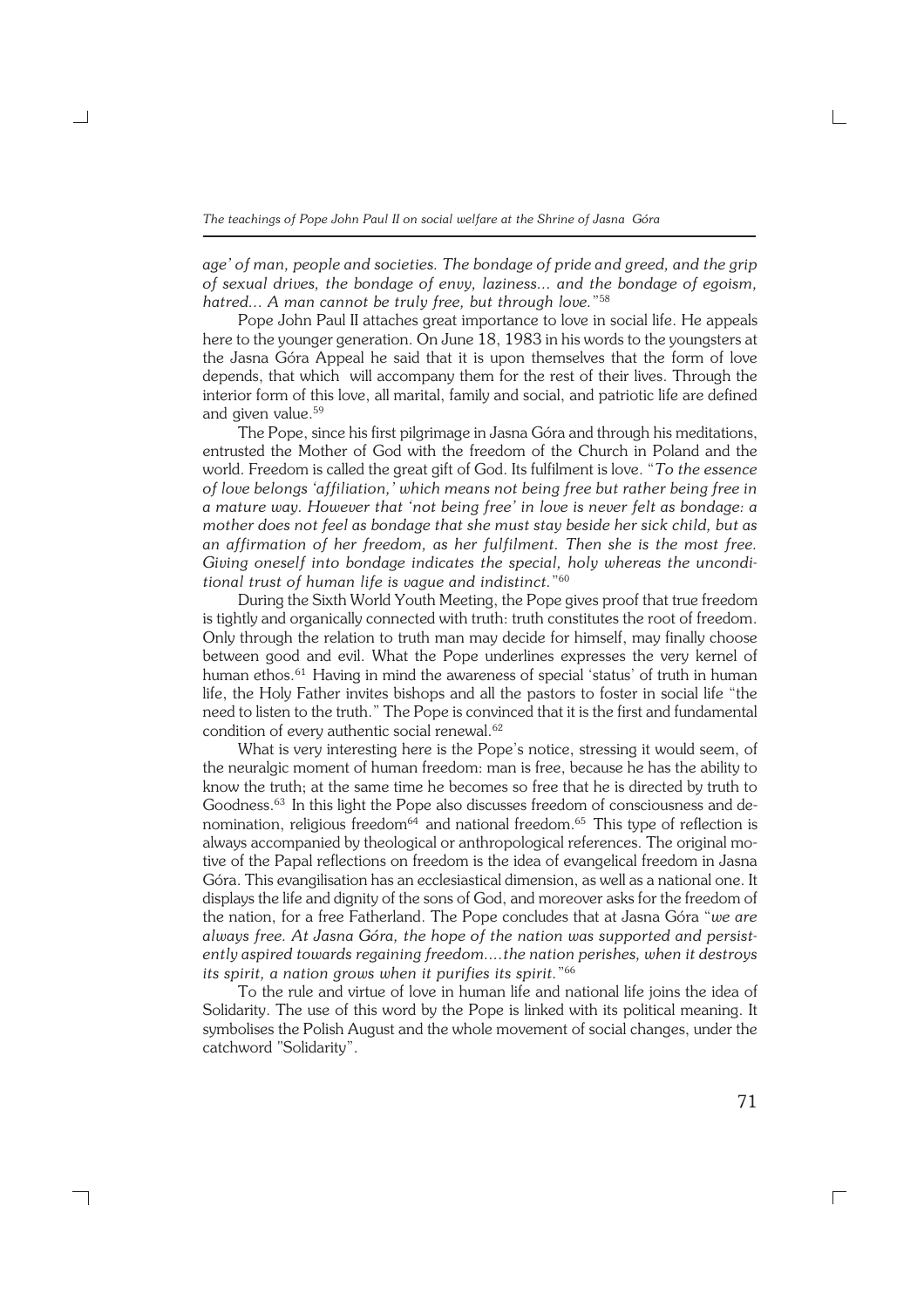*age' of man, people and societies. The bondage of pride and greed, and the grip of sexual drives, the bondage of envy, laziness... and the bondage of egoism, hatred... A man cannot be truly free, but through love."*[58]

Pope John Paul II attaches great importance to love in social life. He appeals here to the younger generation. On June 18, 1983 in his words to the youngsters at the Jasna Góra Appeal he said that it is upon themselves that the form of love depends, that which will accompany them for the rest of their lives. Through the interior form of this love, all marital, family and social, and patriotic life are defined and given value.[59]

The Pope, since his first pilgrimage in Jasna Góra and through his meditations, entrusted the Mother of God with the freedom of the Church in Poland and the world. Freedom is called the great gift of God. Its fulfilment is love. "*To the essence of love belongs 'affiliation,' which means not being free but rather being free in a mature way. However that 'not being free' in love is never felt as bondage: a mother does not feel as bondage that she must stay beside her sick child, but as an affirmation of her freedom, as her fulfilment. Then she is the most free. Giving oneself into bondage indicates the special, holy whereas the unconditional trust of human life is vague and indistinct.*"[60]

During the Sixth World Youth Meeting, the Pope gives proof that true freedom is tightly and organically connected with truth: truth constitutes the root of freedom. Only through the relation to truth man may decide for himself, may finally choose between good and evil. What the Pope underlines expresses the very kernel of human ethos.[61] Having in mind the awareness of special 'status' of truth in human life, the Holy Father invites bishops and all the pastors to foster in social life "the need to listen to the truth." The Pope is convinced that it is the first and fundamental condition of every authentic social renewal.[62]

What is very interesting here is the Pope's notice, stressing it would seem, of the neuralgic moment of human freedom: man is free, because he has the ability to know the truth; at the same time he becomes so free that he is directed by truth to Goodness.[63] In this light the Pope also discusses freedom of consciousness and denomination, religious freedom[64] and national freedom.[65] This type of reflection is always accompanied by theological or anthropological references. The original motive of the Papal reflections on freedom is the idea of evangelical freedom in Jasna Góra. This evangilisation has an ecclesiastical dimension, as well as a national one. It displays the life and dignity of the sons of God, and moreover asks for the freedom of the nation, for a free Fatherland. The Pope concludes that at Jasna Góra "*we are always free. At Jasna Góra, the hope of the nation was supported and persistently aspired towards regaining freedom....the nation perishes, when it destroys its spirit, a nation grows when it purifies its spirit.*"[66]

To the rule and virtue of love in human life and national life joins the idea of Solidarity. The use of this word by the Pope is linked with its political meaning. It symbolises the Polish August and the whole movement of social changes, under the catchword "Solidarity".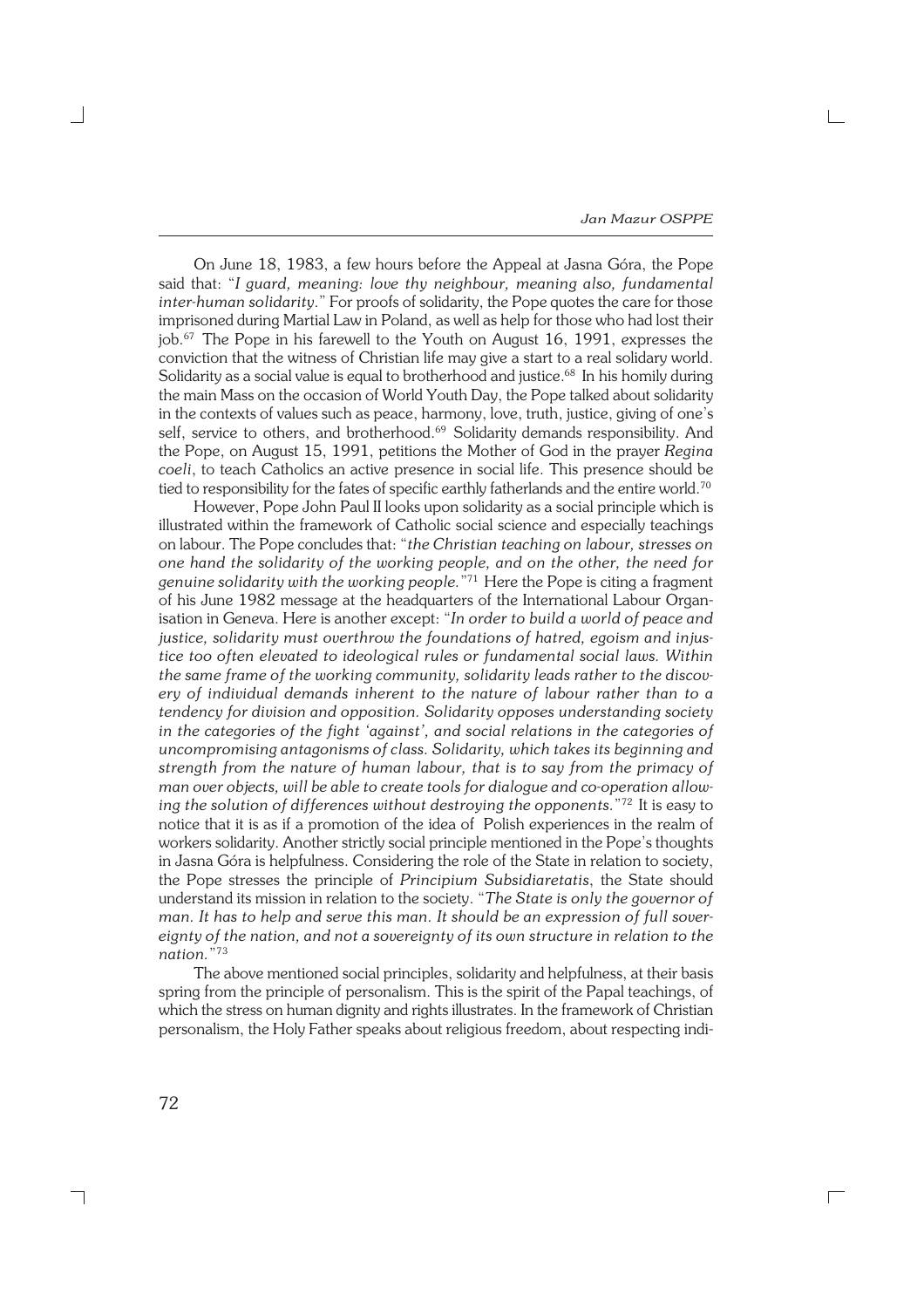On June 18, 1983, a few hours before the Appeal at Jasna Góra, the Pope said that: "*I guard, meaning: love thy neighbour, meaning also, fundamental inter-human solidarity.*" For proofs of solidarity, the Pope quotes the care for those imprisoned during Martial Law in Poland, as well as help for those who had lost their job.[67] The Pope in his farewell to the Youth on August 16, 1991, expresses the conviction that the witness of Christian life may give a start to a real solidary world. Solidarity as a social value is equal to brotherhood and justice.[68] In his homily during the main Mass on the occasion of World Youth Day, the Pope talked about solidarity in the contexts of values such as peace, harmony, love, truth, justice, giving of one's self, service to others, and brotherhood.[69] Solidarity demands responsibility. And the Pope, on August 15, 1991, petitions the Mother of God in the prayer *Regina coeli*, to teach Catholics an active presence in social life. This presence should be tied to responsibility for the fates of specific earthly fatherlands and the entire world.[70]

However, Pope John Paul II looks upon solidarity as a social principle which is illustrated within the framework of Catholic social science and especially teachings on labour. The Pope concludes that: "*the Christian teaching on labour, stresses on one hand the solidarity of the working people, and on the other, the need for genuine solidarity with the working people.*"[71] Here the Pope is citing a fragment of his June 1982 message at the headquarters of the International Labour Organisation in Geneva. Here is another except: "*In order to build a world of peace and justice, solidarity must overthrow the foundations of hatred, egoism and injustice too often elevated to ideological rules or fundamental social laws. Within the same frame of the working community, solidarity leads rather to the discovery of individual demands inherent to the nature of labour rather than to a tendency for division and opposition. Solidarity opposes understanding society in the categories of the fight 'against', and social relations in the categories of uncompromising antagonisms of class. Solidarity, which takes its beginning and strength from the nature of human labour, that is to say from the primacy of man over objects, will be able to create tools for dialogue and co-operation allowing the solution of differences without destroying the opponents.*"[72] It is easy to notice that it is as if a promotion of the idea of Polish experiences in the realm of workers solidarity. Another strictly social principle mentioned in the Pope's thoughts in Jasna Góra is helpfulness. Considering the role of the State in relation to society, the Pope stresses the principle of *Principium Subsidiaretatis*, the State should understand its mission in relation to the society. "*The State is only the governor of man. It has to help and serve this man. It should be an expression of full sovereignty of the nation, and not a sovereignty of its own structure in relation to the nation.*"[73]

The above mentioned social principles, solidarity and helpfulness, at their basis spring from the principle of personalism. This is the spirit of the Papal teachings, of which the stress on human dignity and rights illustrates. In the framework of Christian personalism, the Holy Father speaks about religious freedom, about respecting indi-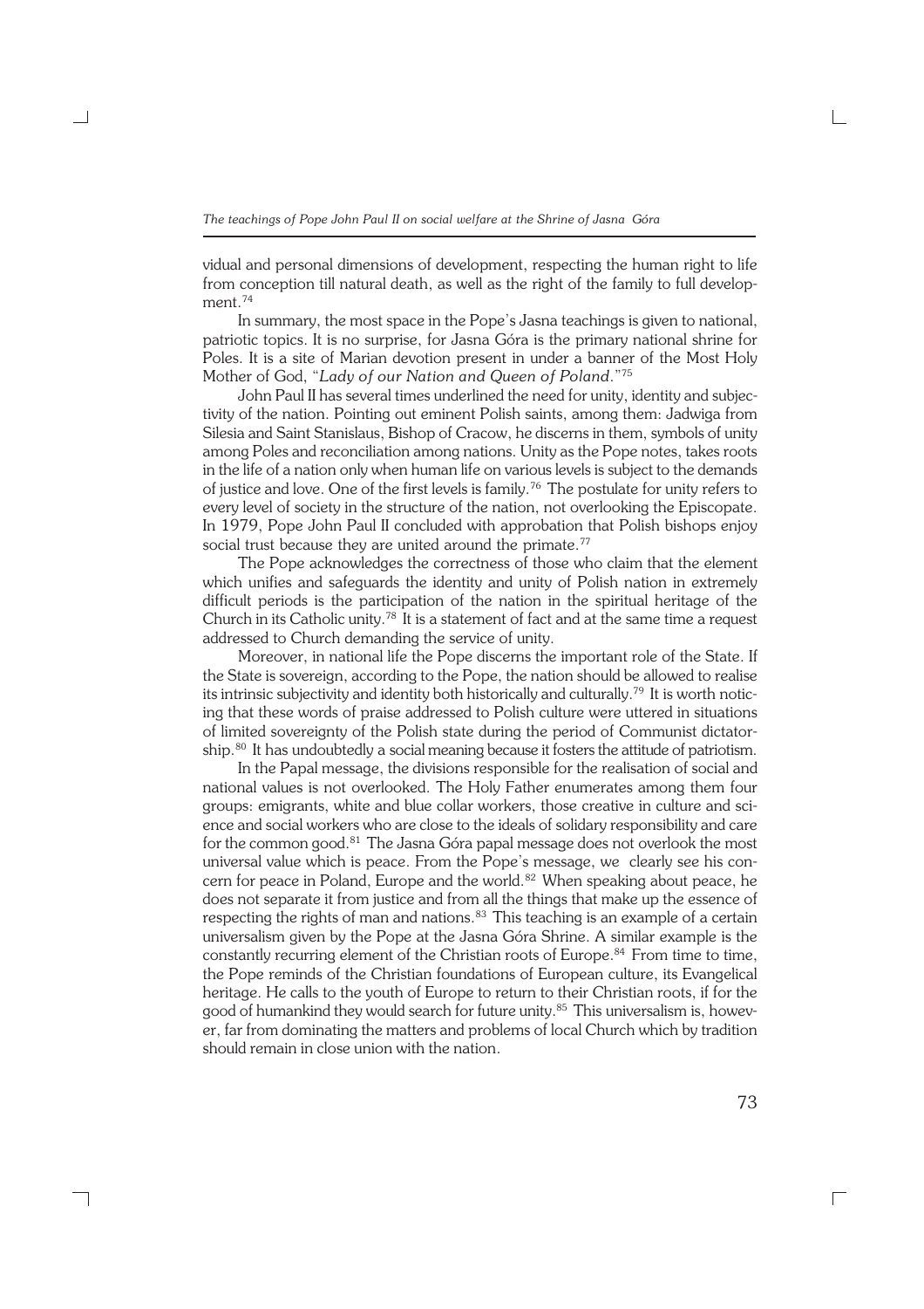vidual and personal dimensions of development, respecting the human right to life from conception till natural death, as well as the right of the family to full development.[74]

In summary, the most space in the Pope's Jasna teachings is given to national, patriotic topics. It is no surprise, for Jasna Góra is the primary national shrine for Poles. It is a site of Marian devotion present in under a banner of the Most Holy Mother of God, "*Lady of our Nation and Queen of Poland*."[75]

John Paul II has several times underlined the need for unity, identity and subjectivity of the nation. Pointing out eminent Polish saints, among them: Jadwiga from Silesia and Saint Stanislaus, Bishop of Cracow, he discerns in them, symbols of unity among Poles and reconciliation among nations. Unity as the Pope notes, takes roots in the life of a nation only when human life on various levels is subject to the demands of justice and love. One of the first levels is family.[76] The postulate for unity refers to every level of society in the structure of the nation, not overlooking the Episcopate. In 1979, Pope John Paul II concluded with approbation that Polish bishops enjoy social trust because they are united around the primate.[77]

The Pope acknowledges the correctness of those who claim that the element which unifies and safeguards the identity and unity of Polish nation in extremely difficult periods is the participation of the nation in the spiritual heritage of the Church in its Catholic unity.[78] It is a statement of fact and at the same time a request addressed to Church demanding the service of unity.

Moreover, in national life the Pope discerns the important role of the State. If the State is sovereign, according to the Pope, the nation should be allowed to realise its intrinsic subjectivity and identity both historically and culturally.[79] It is worth noticing that these words of praise addressed to Polish culture were uttered in situations of limited sovereignty of the Polish state during the period of Communist dictatorship.[80] It has undoubtedly a social meaning because it fosters the attitude of patriotism.

In the Papal message, the divisions responsible for the realisation of social and national values is not overlooked. The Holy Father enumerates among them four groups: emigrants, white and blue collar workers, those creative in culture and science and social workers who are close to the ideals of solidary responsibility and care for the common good.[81] The Jasna Góra papal message does not overlook the most universal value which is peace. From the Pope's message, we clearly see his concern for peace in Poland, Europe and the world.[82] When speaking about peace, he does not separate it from justice and from all the things that make up the essence of respecting the rights of man and nations.[83] This teaching is an example of a certain universalism given by the Pope at the Jasna Góra Shrine. A similar example is the constantly recurring element of the Christian roots of Europe.[84] From time to time, the Pope reminds of the Christian foundations of European culture, its Evangelical heritage. He calls to the youth of Europe to return to their Christian roots, if for the good of humankind they would search for future unity.[85] This universalism is, however, far from dominating the matters and problems of local Church which by tradition should remain in close union with the nation.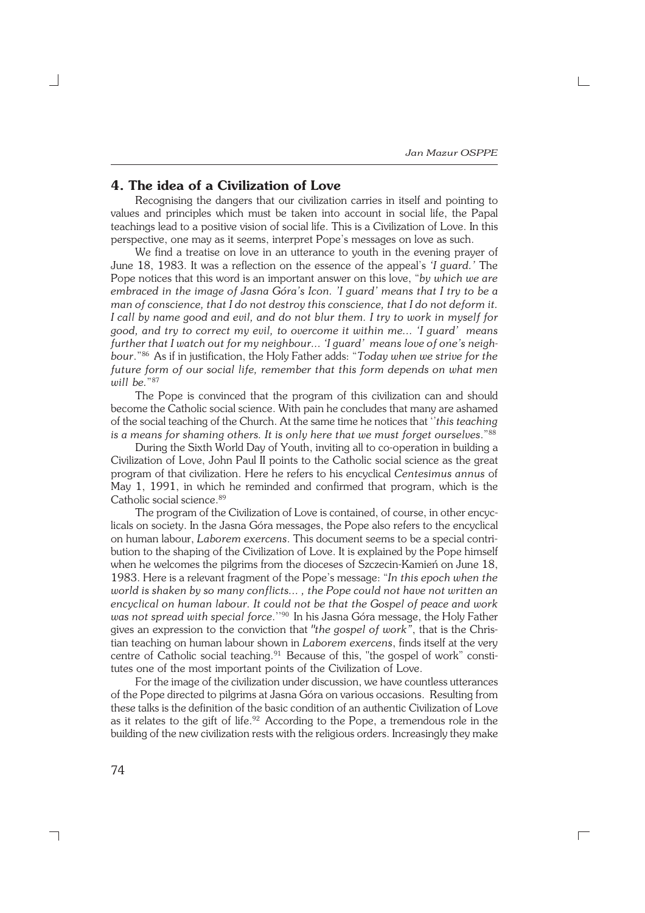## 4. The idea of a Civilization of Love

Recognising the dangers that our civilization carries in itself and pointing to values and principles which must be taken into account in social life, the Papal teachings lead to a positive vision of social life. This is a Civilization of Love. In this perspective, one may as it seems, interpret Pope's messages on love as such.

We find a treatise on love in an utterance to youth in the evening prayer of June 18, 1983. It was a reflection on the essence of the appeal's *'I guard.'* The Pope notices that this word is an important answer on this love, "*by which we are embraced in the image of Jasna Góra's Icon. 'I guard' means that I try to be a man of conscience, that I do not destroy this conscience, that I do not deform it. I call by name good and evil, and do not blur them. I try to work in myself for good, and try to correct my evil, to overcome it within me... 'I guard' means further that I watch out for my neighbour... 'I guard' means love of one's neighbour*."[86] As if in justification, the Holy Father adds: "*Today when we strive for the future form of our social life, remember that this form depends on what men will be.*"[87]

The Pope is convinced that the program of this civilization can and should become the Catholic social science. With pain he concludes that many are ashamed of the social teaching of the Church. At the same time he notices that ''*this teaching is a means for shaming others. It is only here that we must forget ourselves*."[88]

During the Sixth World Day of Youth, inviting all to co-operation in building a Civilization of Love, John Paul II points to the Catholic social science as the great program of that civilization. Here he refers to his encyclical *Centesimus annus* of May 1, 1991, in which he reminded and confirmed that program, which is the Catholic social science.[89]

The program of the Civilization of Love is contained, of course, in other encyclicals on society. In the Jasna Góra messages, the Pope also refers to the encyclical on human labour, *Laborem exercens*. This document seems to be a special contribution to the shaping of the Civilization of Love. It is explained by the Pope himself when he welcomes the pilgrims from the dioceses of Szczecin-Kamień on June 18, 1983. Here is a relevant fragment of the Pope's message: "*In this epoch when the world is shaken by so many conflicts... , the Pope could not have not written an encyclical on human labour. It could not be that the Gospel of peace and work was not spread with special force*.''[90] In his Jasna Góra message, the Holy Father gives an expression to the conviction that *"the gospel of work"*, that is the Christian teaching on human labour shown in *Laborem exercens*, finds itself at the very centre of Catholic social teaching.[91] Because of this, "the gospel of work" constitutes one of the most important points of the Civilization of Love.

For the image of the civilization under discussion, we have countless utterances of the Pope directed to pilgrims at Jasna Góra on various occasions. Resulting from these talks is the definition of the basic condition of an authentic Civilization of Love as it relates to the gift of life.[92] According to the Pope, a tremendous role in the building of the new civilization rests with the religious orders. Increasingly they make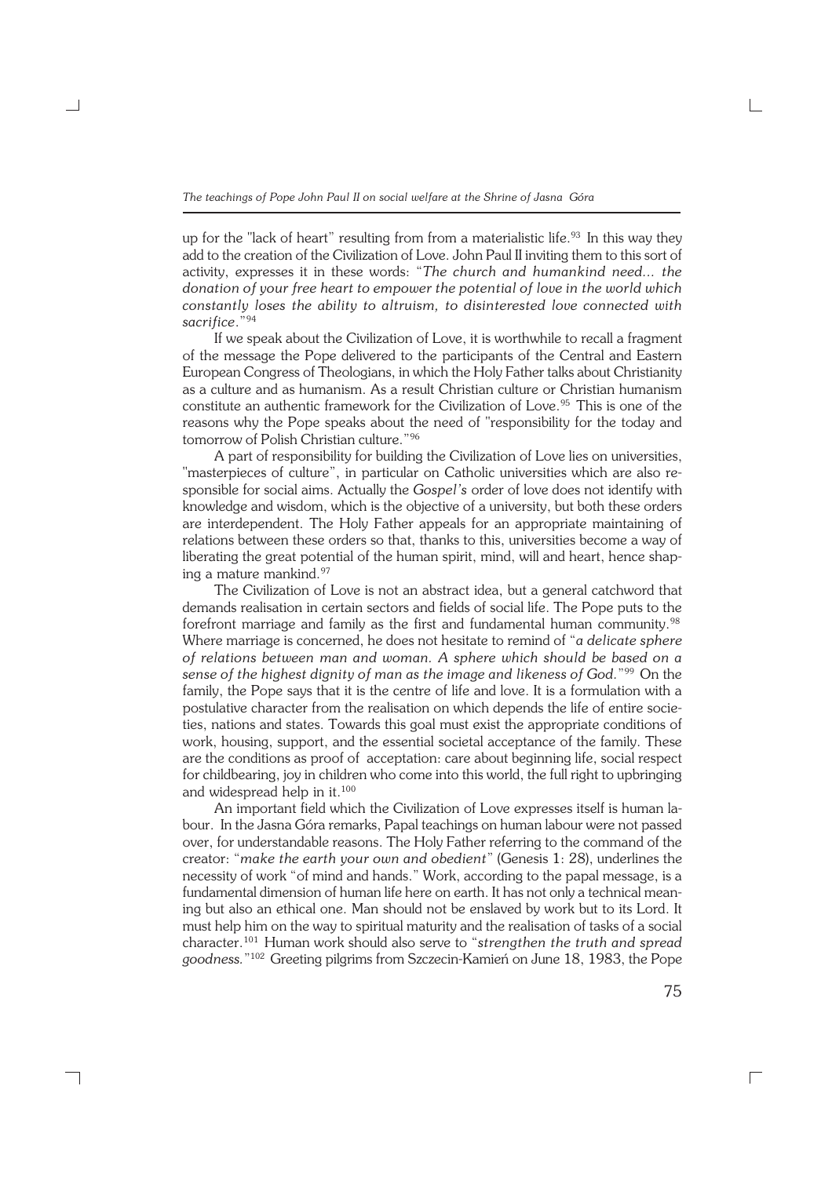up for the "lack of heart" resulting from from a materialistic life.[93] In this way they add to the creation of the Civilization of Love. John Paul II inviting them to this sort of activity, expresses it in these words: "*The church and humankind need... the donation of your free heart to empower the potential of love in the world which constantly loses the ability to altruism, to disinterested love connected with sacrifice*."[94]

If we speak about the Civilization of Love, it is worthwhile to recall a fragment of the message the Pope delivered to the participants of the Central and Eastern European Congress of Theologians, in which the Holy Father talks about Christianity as a culture and as humanism. As a result Christian culture or Christian humanism constitute an authentic framework for the Civilization of Love.[95] This is one of the reasons why the Pope speaks about the need of "responsibility for the today and tomorrow of Polish Christian culture."[96]

A part of responsibility for building the Civilization of Love lies on universities, "masterpieces of culture", in particular on Catholic universities which are also responsible for social aims. Actually the *Gospel's* order of love does not identify with knowledge and wisdom, which is the objective of a university, but both these orders are interdependent. The Holy Father appeals for an appropriate maintaining of relations between these orders so that, thanks to this, universities become a way of liberating the great potential of the human spirit, mind, will and heart, hence shaping a mature mankind.[97]

The Civilization of Love is not an abstract idea, but a general catchword that demands realisation in certain sectors and fields of social life. The Pope puts to the forefront marriage and family as the first and fundamental human community.[98] Where marriage is concerned, he does not hesitate to remind of "*a delicate sphere of relations between man and woman. A sphere which should be based on a sense of the highest dignity of man as the image and likeness of God.*"[99] On the family, the Pope says that it is the centre of life and love. It is a formulation with a postulative character from the realisation on which depends the life of entire societies, nations and states. Towards this goal must exist the appropriate conditions of work, housing, support, and the essential societal acceptance of the family. These are the conditions as proof of acceptation: care about beginning life, social respect for childbearing, joy in children who come into this world, the full right to upbringing and widespread help in it.[100]

An important field which the Civilization of Love expresses itself is human labour. In the Jasna Góra remarks, Papal teachings on human labour were not passed over, for understandable reasons. The Holy Father referring to the command of the creator: "*make the earth your own and obedient*" (Genesis 1: 28), underlines the necessity of work "of mind and hands." Work, according to the papal message, is a fundamental dimension of human life here on earth. It has not only a technical meaning but also an ethical one. Man should not be enslaved by work but to its Lord. It must help him on the way to spiritual maturity and the realisation of tasks of a social character.[101] Human work should also serve to "*strengthen the truth and spread goodness.*"[102] Greeting pilgrims from Szczecin-Kamień on June 18, 1983, the Pope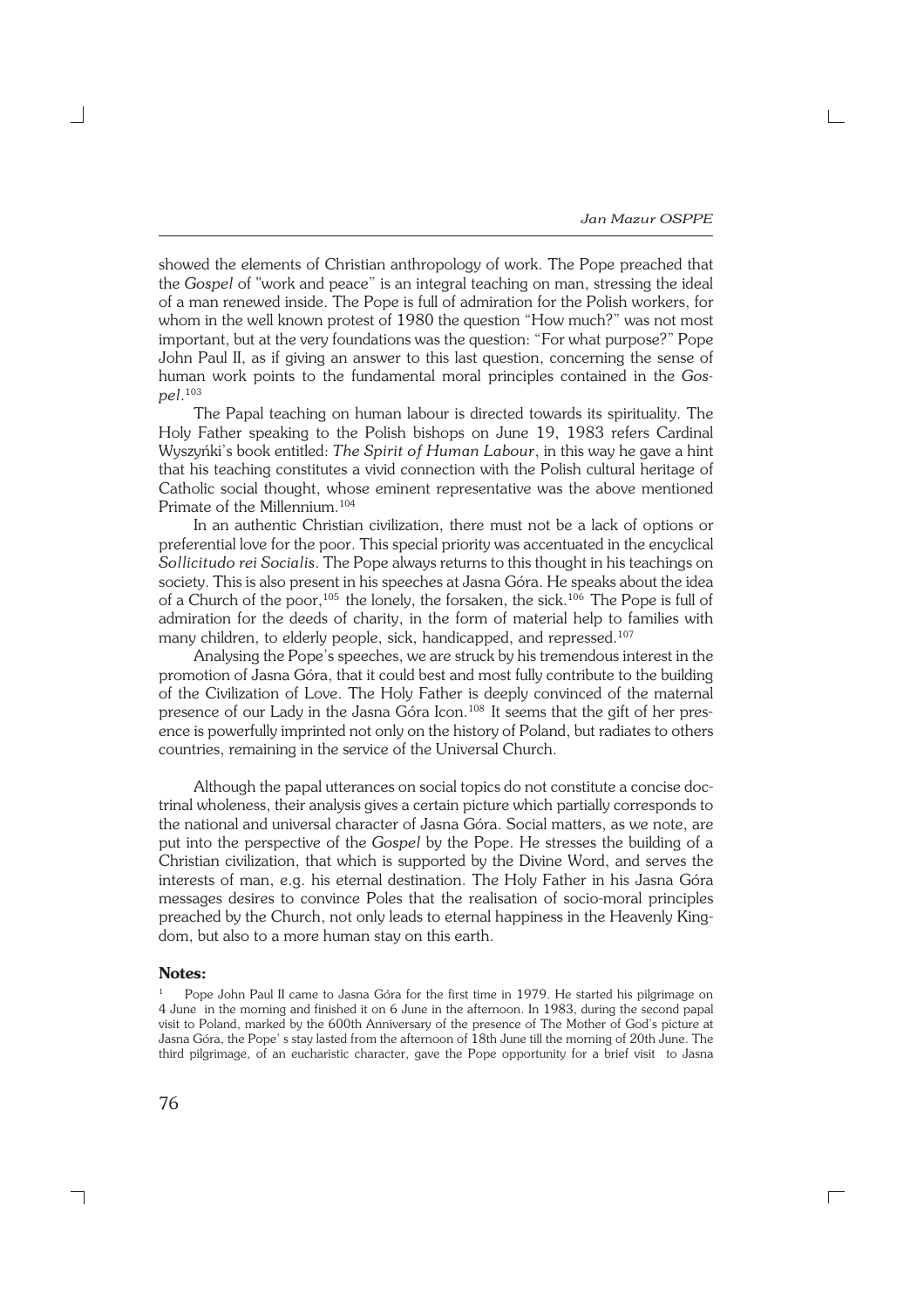showed the elements of Christian anthropology of work. The Pope preached that the *Gospel* of "work and peace" is an integral teaching on man, stressing the ideal of a man renewed inside. The Pope is full of admiration for the Polish workers, for whom in the well known protest of 1980 the question "How much?" was not most important, but at the very foundations was the question: "For what purpose?" Pope John Paul II, as if giving an answer to this last question, concerning the sense of human work points to the fundamental moral principles contained in the *Gospel*.[103]

The Papal teaching on human labour is directed towards its spirituality. The Holy Father speaking to the Polish bishops on June 19, 1983 refers Cardinal Wyszyńki's book entitled: *The Spirit of Human Labour*, in this way he gave a hint that his teaching constitutes a vivid connection with the Polish cultural heritage of Catholic social thought, whose eminent representative was the above mentioned Primate of the Millennium.[104]

In an authentic Christian civilization, there must not be a lack of options or preferential love for the poor. This special priority was accentuated in the encyclical *Sollicitudo rei Socialis*. The Pope always returns to this thought in his teachings on society. This is also present in his speeches at Jasna Góra. He speaks about the idea of a Church of the poor,[105] the lonely, the forsaken, the sick.[106] The Pope is full of admiration for the deeds of charity, in the form of material help to families with many children, to elderly people, sick, handicapped, and repressed.[107]

Analysing the Pope's speeches, we are struck by his tremendous interest in the promotion of Jasna Góra, that it could best and most fully contribute to the building of the Civilization of Love. The Holy Father is deeply convinced of the maternal presence of our Lady in the Jasna Góra Icon.[108] It seems that the gift of her presence is powerfully imprinted not only on the history of Poland, but radiates to others countries, remaining in the service of the Universal Church.

Although the papal utterances on social topics do not constitute a concise doctrinal wholeness, their analysis gives a certain picture which partially corresponds to the national and universal character of Jasna Góra. Social matters, as we note, are put into the perspective of the *Gospel* by the Pope. He stresses the building of a Christian civilization, that which is supported by the Divine Word, and serves the interests of man, e.g. his eternal destination. The Holy Father in his Jasna Góra messages desires to convince Poles that the realisation of socio-moral principles preached by the Church, not only leads to eternal happiness in the Heavenly Kingdom, but also to a more human stay on this earth.

**Notes:**

[1] Pope John Paul II came to Jasna Góra for the first time in 1979. He started his pilgrimage on 4 June in the morning and finished it on 6 June in the afternoon. In 1983, during the second papal visit to Poland, marked by the 600th Anniversary of the presence of The Mother of God's picture at Jasna Góra, the Pope' s stay lasted from the afternoon of 18th June till the morning of 20th June. The third pilgrimage, of an eucharistic character, gave the Pope opportunity for a brief visit to Jasna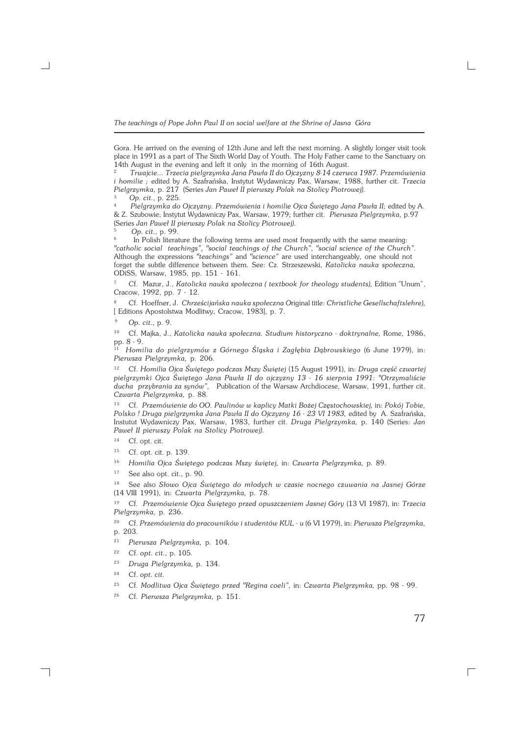Gora. He arrived on the evening of 12th June and left the next morning. A slightly longer visit took place in 1991 as a part of The Sixth World Day of Youth. The Holy Father came to the Sanctuary on 14th August in the evening and left it only in the morning of 16th August.

[2] *Trwajcie... Trzecia pielgrzymka Jana Pawła II do Ojczyzny 8-14 czerwca 1987. Przemówienia i homilie* ; edited by A. Szafrańska, Instytut Wydawniczy Pax, Warsaw, 1988, further cit. *Trzecia Pielgrzymka,* p. 217 (Series *Jan Paweł II pierwszy Polak na Stolicy Piotrowej).*

[3] *Op. cit.,* p. 225.

[4] *Pielgrzymka do Ojczyzny. Przemówienia i homilie Ojca Świętego Jana Pawła II;* edited by A. & Z. Szubowie; Instytut Wydawniczy Pax, Warsaw, 1979; further cit. *Pierwsza Pielgrzymka,* p.97 (Series *Jan Paweł II pierwszy Polak na Stolicy Piotrowej).*

[5] *Op. cit.,* p. 99.

[6] In Polish literature the following terms are used most frequently with the same meaning: *"catholic social teachings", "social teachings of the Church", "social science of the Church".* Although the expressions *"teachings"* and *"science"* are used interchangeably, one should not forget the subtle difference between them. See: Cz. Strzeszewski, *Katolicka nauka społeczna,* ODiSS, Warsaw, 1985, pp. 151 - 161.

[7] Cf. Mazur, J., *Katolicka nauka społeczna ( textbook for theology students),* Edition "Unum", Cracow, 1992, pp. 7 - 12.

[8] Cf. Hoeffner, J. *Chrześcijańska nauka społeczna* Original title: *Christliche Gesellschaftslehre),* [ Editions Apostolstwa Modlitwy, Cracow, 1983], p. 7.

[9] *Op. cit.,* p. 9.

[10] Cf. Majka, J., *Katolicka nauka społeczna. Studium historyczno - doktrynalne,* Rome, 1986, pp. 8 - 9.

[11] *Homilia do pielgrzymów z Górnego Śląska i Zagłębia Dąbrowskiego* (6 June 1979), in: *Pierwsza Pielgrzymka,* p. 206.

[12] Cf. *Homilia Ojca Świętego podczas Mszy Świętej* (15 August 1991), in: *Druga część czwartej pielgrzymki Ojca Świętego Jana Pawła II do ojczyzny 13 - 16 sierpnia 1991: "Otrzymaliście ducha przybrania za synów",* Publication of the Warsaw Archdiocese, Warsaw, 1991, further cit. *Czwarta Pielgrzymka,* p. 88.

[13] Cf. *Przemówienie do OO. Paulinów w kaplicy Matki Bożej Częstochowskiej,* in: *Pokój Tobie, Polsko ! Druga pielgrzymka Jana Pawła II do Ojczyzny 16 - 23 VI 1983,* edited by A. Szafrańska, Instutut Wydawniczy Pax, Warsaw, 1983, further cit. *Druga Pielgrzymka,* p. 140 (Series: *Jan Paweł II pierwszy Polak na Stolicy Piotrowej).*

[14] Cf. opt. cit.

[15] Cf. opt. cit. p. 139.

[16] *Homilia Ojca Świętego podczas Mszy świętej,* in: *Czwarta Pielgrzymka,* p. 89.

[17] See also opt. cit., p. 90.

[18] See also *Słowo Ojca Świętego do młodych w czasie nocnego czuwania na Jasnej Górze* (14 VIII 1991), in: *Czwarta Pielgrzymka,* p. 78.

[19] Cf. *Przemówienie Ojca Świętego przed opuszczeniem Jasnej Góry* (13 VI 1987), in: *Trzecia Pielgrzymka,* p. 236.

[20] Cf. *Przemówienia do pracowników i studentów KUL - u* (6 VI 1979), in: *Pierwsza Pielgrzymka,* p. 203.

[21] *Pierwsza Pielgrzymka,* p. 104.

[22] Cf. *opt. cit.,* p. 105.

[23] *Druga Pielgrzymka,* p. 134.

[24] Cf. *opt. cit.*

[25] Cf. *Modlitwa Ojca Świętego przed "Regina coeli",* in: *Czwarta Pielgrzymka,* pp. 98 - 99.

[26] Cf. *Pierwsza Pielgrzymka,* p. 151.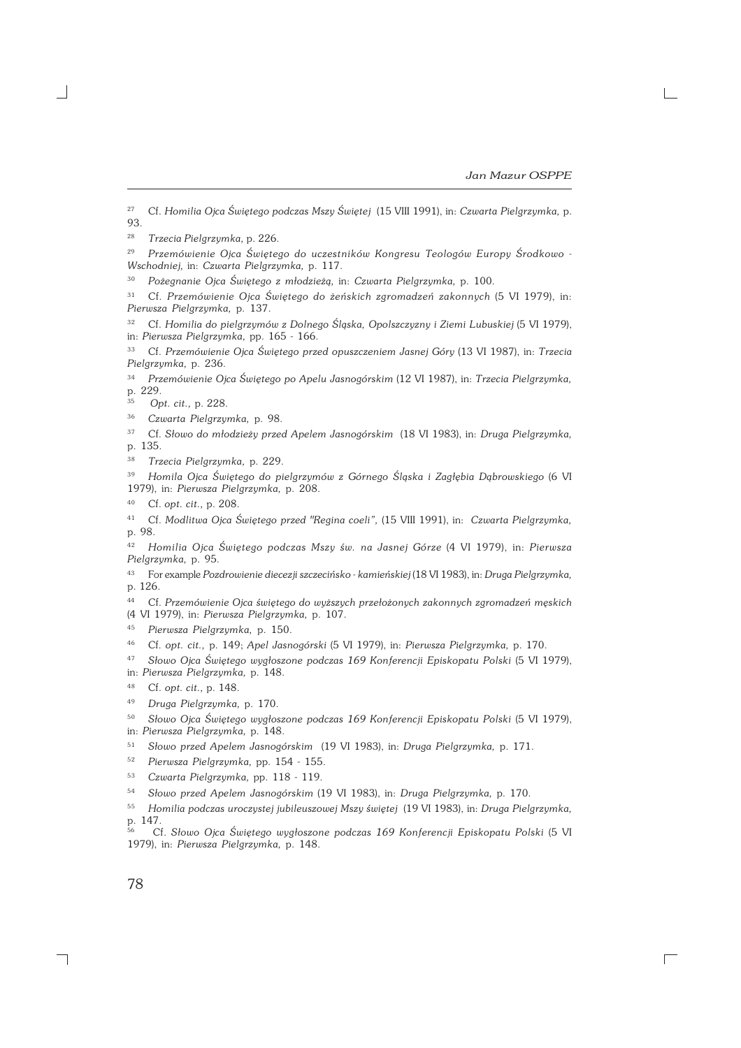[27] Cf. *Homilia Ojca Świętego podczas Mszy Świętej* (15 VIII 1991), in: *Czwarta Pielgrzymka,* p. 93.

[28] *Trzecia Pielgrzymka,* p. 226.

[29] *Przemówienie Ojca Świętego do uczestników Kongresu Teologów Europy Środkowo - Wschodniej,* in: *Czwarta Pielgrzymka,* p. 117.

[30] *Pożegnanie Ojca Świętego z młodzieżą,* in: *Czwarta Pielgrzymka,* p. 100.

[31] Cf. *Przemówienie Ojca Świętego do żeńskich zgromadzeń zakonnych* (5 VI 1979), in: *Pierwsza Pielgrzymka,* p. 137.

[32] Cf. *Homilia do pielgrzymów z Dolnego Śląska, Opolszczyzny i Ziemi Lubuskiej* (5 VI 1979), in: *Pierwsza Pielgrzymka,* pp. 165 - 166.

[33] Cf. *Przemówienie Ojca Świętego przed opuszczeniem Jasnej Góry* (13 VI 1987), in: *Trzecia Pielgrzymka,* p. 236.

[34] *Przemówienie Ojca Świętego po Apelu Jasnogórskim* (12 VI 1987), in: *Trzecia Pielgrzymka,* p. 229.

[35] *Opt. cit.,* p. 228.

[36] *Czwarta Pielgrzymka,* p. 98.

[37] Cf. *Słowo do młodzieży przed Apelem Jasnogórskim* (18 VI 1983), in: *Druga Pielgrzymka,* p. 135.

[38] *Trzecia Pielgrzymka,* p. 229.

[39] *Homila Ojca Świętego do pielgrzymów z Górnego Śląska i Zagłębia Dąbrowskiego* (6 VI 1979), in: *Pierwsza Pielgrzymka,* p. 208.

[40] Cf. *opt. cit.,* p. 208.

[41] Cf. *Modlitwa Ojca Świętego przed "Regina coeli",* (15 VIII 1991), in: *Czwarta Pielgrzymka,* p. 98.

[42] *Homilia Ojca Świętego podczas Mszy św. na Jasnej Górze* (4 VI 1979), in: *Pierwsza Pielgrzymka,* p. 95.

[43] For example *Pozdrowienie diecezji szczecińsko - kamieńskiej* (18 VI 1983), in: *Druga Pielgrzymka,* p. 126.

[44] Cf. *Przemówienie Ojca świętego do wyższych przełożonych zakonnych zgromadzeń męskich* (4 VI 1979), in: *Pierwsza Pielgrzymka,* p. 107.

[45] *Pierwsza Pielgrzymka,* p. 150.

[46] Cf. *opt. cit.,* p. 149; *Apel Jasnogórski* (5 VI 1979), in: *Pierwsza Pielgrzymka,* p. 170.

[47] *Słowo Ojca Świętego wygłoszone podczas 169 Konferencji Episkopatu Polski* (5 VI 1979), in: *Pierwsza Pielgrzymka,* p. 148.

[48] Cf. *opt. cit.,* p. 148.

[49] *Druga Pielgrzymka,* p. 170.

[50] *Słowo Ojca Świętego wygłoszone podczas 169 Konferencji Episkopatu Polski* (5 VI 1979), in: *Pierwsza Pielgrzymka,* p. 148.

[51] *Słowo przed Apelem Jasnogórskim* (19 VI 1983), in: *Druga Pielgrzymka,* p. 171.

[52] *Pierwsza Pielgrzymka,* pp. 154 - 155.

[53] *Czwarta Pielgrzymka,* pp. 118 - 119.

[54] *Słowo przed Apelem Jasnogórskim* (19 VI 1983), in: *Druga Pielgrzymka,* p. 170.

[55] *Homilia podczas uroczystej jubileuszowej Mszy świętej* (19 VI 1983), in: *Druga Pielgrzymka,* p. 147.

[56] Cf. *Słowo Ojca Świętego wygłoszone podczas 169 Konferencji Episkopatu Polski* (5 VI 1979), in: *Pierwsza Pielgrzymka,* p. 148.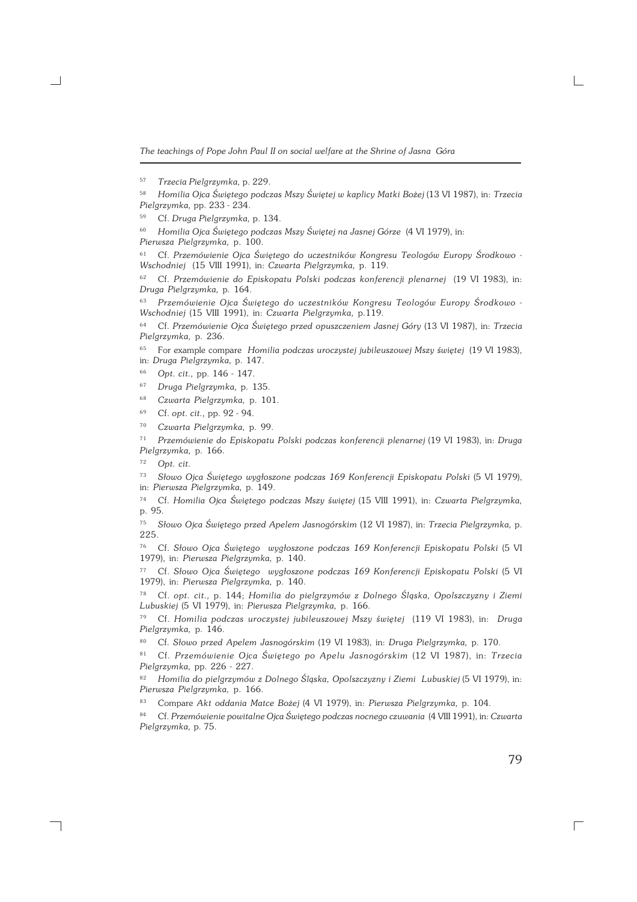[57] *Trzecia Pielgrzymka*, p. 229.

[58] *Homilia Ojca Świętego podczas Mszy Świętej w kaplicy Matki Bożej* (13 VI 1987), in: *Trzecia Pielgrzymka*, pp. 233 - 234.

[59] Cf. *Druga Pielgrzymka*, p. 134.

[60] *Homilia Ojca Świętego podczas Mszy Świętej na Jasnej Górze* (4 VI 1979), in: *Pierwsza Pielgrzymka*, p. 100.

[61] Cf. *Przemówienie Ojca Świętego do uczestników Kongresu Teologów Europy Środkowo - Wschodniej* (15 VIII 1991), in: *Czwarta Pielgrzymka*, p. 119.

[62] Cf. *Przemówienie do Episkopatu Polski podczas konferencji plenarnej* (19 VI 1983), in: *Druga Pielgrzymka*, p. 164.

[63] *Przemówienie Ojca Świętego do uczestników Kongresu Teologów Europy Środkowo - Wschodniej* (15 VIII 1991), in: *Czwarta Pielgrzymka*, p.119.

[64] Cf. *Przemówienie Ojca Świętego przed opuszczeniem Jasnej Góry* (13 VI 1987), in: *Trzecia Pielgrzymka*, p. 236.

[65] For example compare *Homilia podczas uroczystej jubileuszowej Mszy świętej* (19 VI 1983), in: *Druga Pielgrzymka*, p. 147.

[66] *Opt. cit.*, pp. 146 - 147.

[67] *Druga Pielgrzymka*, p. 135.

[68] *Czwarta Pielgrzymka*, p. 101.

[69] Cf. *opt. cit.*, pp. 92 - 94.

[70] *Czwarta Pielgrzymka*, p. 99.

[71] *Przemówienie do Episkopatu Polski podczas konferencji plenarnej* (19 VI 1983), in: *Druga Pielgrzymka*, p. 166.

[72] *Opt. cit.*

[73] *Słowo Ojca Świętego wygłoszone podczas 169 Konferencji Episkopatu Polski* (5 VI 1979), in: *Pierwsza Pielgrzymka*, p. 149.

[74] Cf. *Homilia Ojca Świętego podczas Mszy świętej* (15 VIII 1991), in: *Czwarta Pielgrzymka*, p. 95.

[75] *Słowo Ojca Świętego przed Apelem Jasnogórskim* (12 VI 1987), in: *Trzecia Pielgrzymka*, p. 225.

[76] Cf. *Słowo Ojca Świętego wygłoszone podczas 169 Konferencji Episkopatu Polski* (5 VI 1979), in: *Pierwsza Pielgrzymka*, p. 140.

[77] Cf. *Słowo Ojca Świętego wygłoszone podczas 169 Konferencji Episkopatu Polski* (5 VI 1979), in: *Pierwsza Pielgrzymka*, p. 140.

[78] Cf. *opt. cit.*, p. 144; *Homilia do pielgrzymów z Dolnego Śląska, Opolszczyzny i Ziemi Lubuskiej* (5 VI 1979), in: *Pierwsza Pielgrzymka*, p. 166.

[79] Cf. *Homilia podczas uroczystej jubileuszowej Mszy świętej* (119 VI 1983), in: *Druga Pielgrzymka*, p. 146.

[80] Cf. *Słowo przed Apelem Jasnogórskim* (19 VI 1983), in: *Druga Pielgrzymka*, p. 170.

[81] Cf. *Przemówienie Ojca Świętego po Apelu Jasnogórskim* (12 VI 1987), in: *Trzecia Pielgrzymka*, pp. 226 - 227.

[82] *Homilia do pielgrzymów z Dolnego Śląska, Opolszczyzny i Ziemi Lubuskiej* (5 VI 1979), in: *Pierwsza Pielgrzymka*, p. 166.

[83] Compare *Akt oddania Matce Bożej* (4 VI 1979), in: *Pierwsza Pielgrzymka*, p. 104.

[84] Cf. *Przemówienie powitalne Ojca Świętego podczas nocnego czuwania* (4 VIII 1991), in: *Czwarta Pielgrzymka*, p. 75.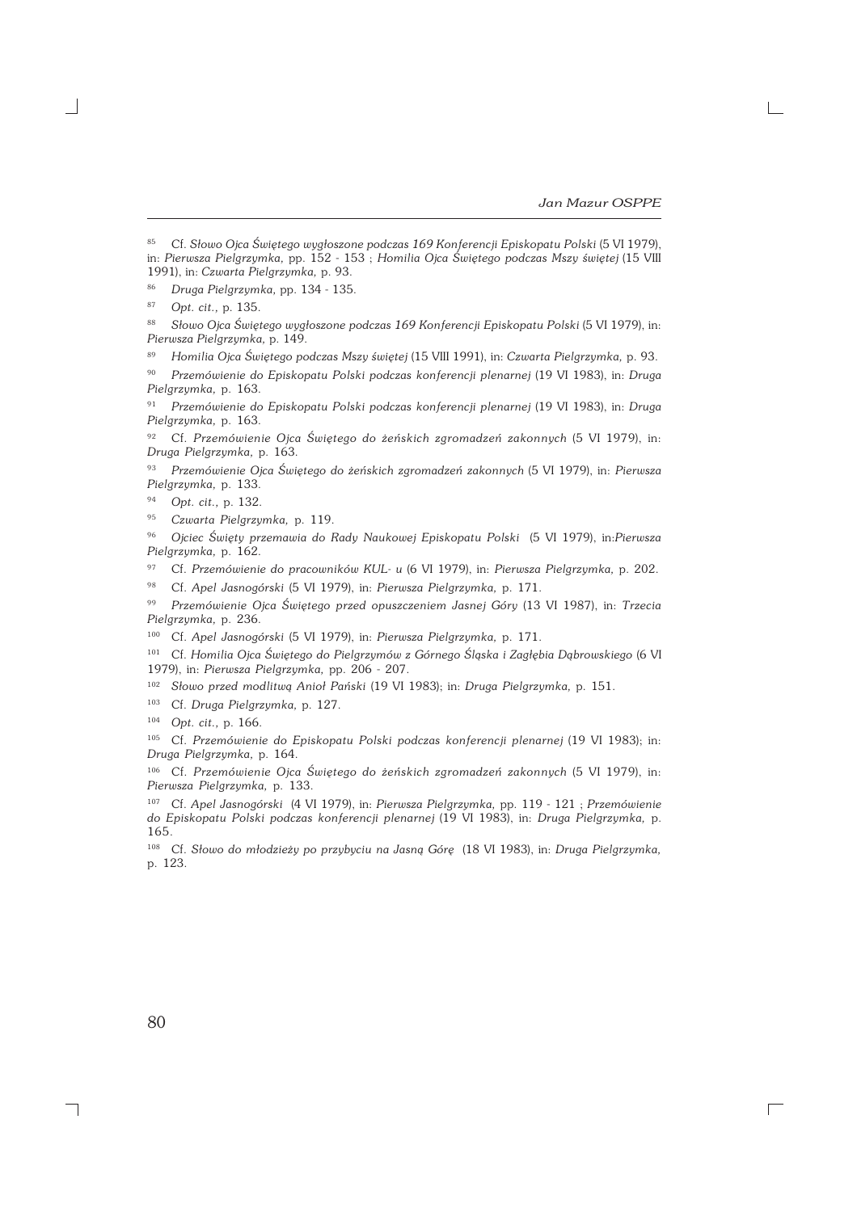[85] Cf. *Słowo Ojca Świętego wygłoszone podczas 169 Konferencji Episkopatu Polski* (5 VI 1979), in: *Pierwsza Pielgrzymka,* pp. 152 - 153 ; *Homilia Ojca Świętego podczas Mszy świętej* (15 VIII 1991), in: *Czwarta Pielgrzymka,* p. 93.

[86] *Druga Pielgrzymka,* pp. 134 - 135.

[87] *Opt. cit.,* p. 135.

[88] *Słowo Ojca Świętego wygłoszone podczas 169 Konferencji Episkopatu Polski* (5 VI 1979), in: *Pierwsza Pielgrzymka,* p. 149.

[89] *Homilia Ojca Świętego podczas Mszy świętej* (15 VIII 1991), in: *Czwarta Pielgrzymka,* p. 93.

[90] *Przemówienie do Episkopatu Polski podczas konferencji plenarnej* (19 VI 1983), in: *Druga Pielgrzymka,* p. 163.

[91] *Przemówienie do Episkopatu Polski podczas konferencji plenarnej* (19 VI 1983), in: *Druga Pielgrzymka,* p. 163.

[92] Cf. *Przemówienie Ojca Świętego do żeńskich zgromadzeń zakonnych* (5 VI 1979), in: *Druga Pielgrzymka,* p. 163.

[93] *Przemówienie Ojca Świętego do żeńskich zgromadzeń zakonnych* (5 VI 1979), in: *Pierwsza Pielgrzymka,* p. 133.

[94] *Opt. cit.,* p. 132.

[95] *Czwarta Pielgrzymka,* p. 119.

[96] *Ojciec Święty przemawia do Rady Naukowej Episkopatu Polski* (5 VI 1979), in:*Pierwsza Pielgrzymka,* p. 162.

[97] Cf. *Przemówienie do pracowników KUL- u* (6 VI 1979), in: *Pierwsza Pielgrzymka,* p. 202.

[98] Cf. *Apel Jasnogórski* (5 VI 1979), in: *Pierwsza Pielgrzymka,* p. 171.

[99] *Przemówienie Ojca Świętego przed opuszczeniem Jasnej Góry* (13 VI 1987), in: *Trzecia Pielgrzymka,* p. 236.

[100] Cf. *Apel Jasnogórski* (5 VI 1979), in: *Pierwsza Pielgrzymka,* p. 171.

[101] Cf. *Homilia Ojca Świętego do Pielgrzymów z Górnego Śląska i Zagłębia Dąbrowskiego* (6 VI 1979), in: *Pierwsza Pielgrzymka,* pp. 206 - 207.

[102] *Słowo przed modlitwą Anioł Pański* (19 VI 1983); in: *Druga Pielgrzymka,* p. 151.

[103] Cf. *Druga Pielgrzymka,* p. 127.

[104] *Opt. cit.,* p. 166.

[105] Cf. *Przemówienie do Episkopatu Polski podczas konferencji plenarnej* (19 VI 1983); in: *Druga Pielgrzymka,* p. 164.

[106] Cf. *Przemówienie Ojca Świętego do żeńskich zgromadzeń zakonnych* (5 VI 1979), in: *Pierwsza Pielgrzymka,* p. 133.

[107] Cf. *Apel Jasnogórski* (4 VI 1979), in: *Pierwsza Pielgrzymka,* pp. 119 - 121 ; *Przemówienie do Episkopatu Polski podczas konferencji plenarnej* (19 VI 1983), in: *Druga Pielgrzymka,* p. 165.

[108] Cf. *Słowo do młodzieży po przybyciu na Jasną Górę* (18 VI 1983), in: *Druga Pielgrzymka,* p. 123.